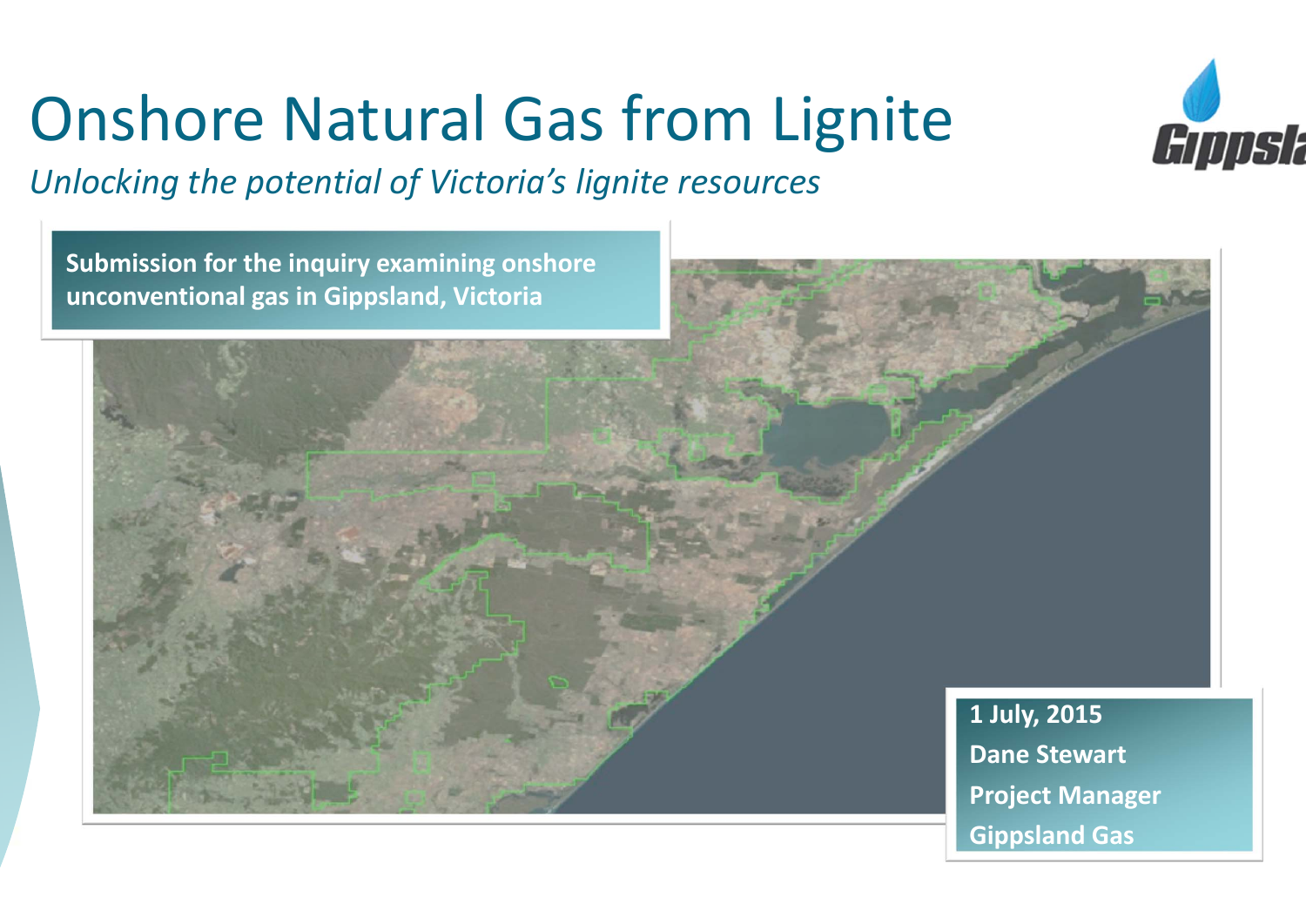# Onshore Natural Gas from Lignite

*Unlocking the potential of Victoria's lignite resources*

**Submission for the inquiry examining onshore unconventional gas in Gippsland, Victoria**

**1 July, 2015**

**Dane Stewart**

**Project Manager**

**Gippsland Gas**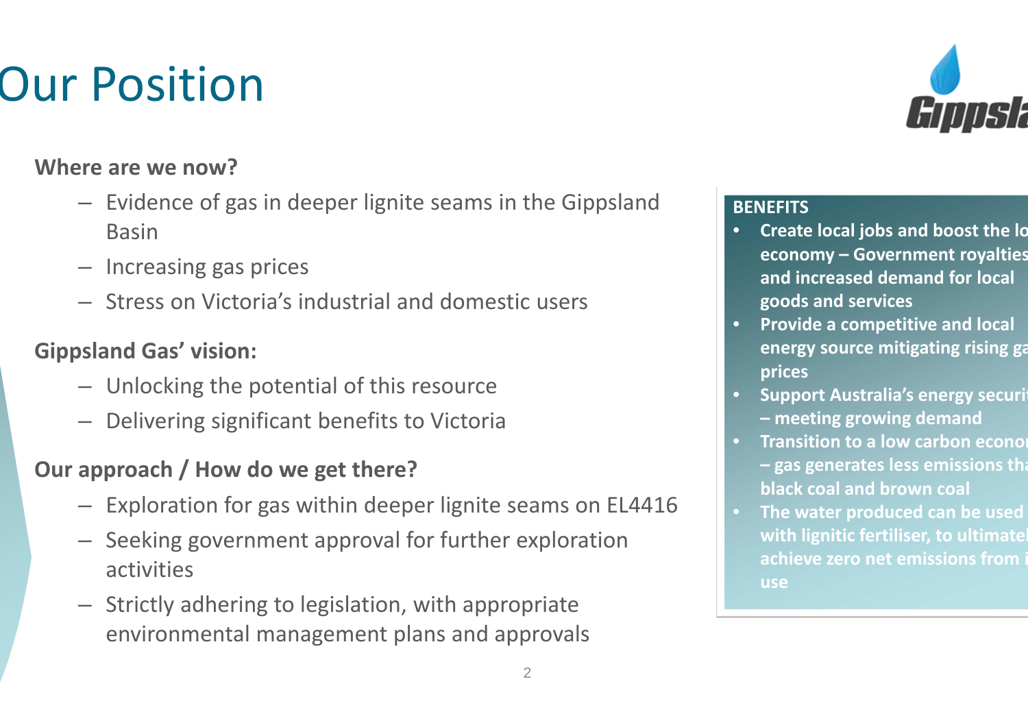# Our Position

**Where are we now?**

- Evidence of gas in deeper lignite seams in the Gippsland Basin
- Increasing gas prices
- Stress on Victoria's industrial and domestic users

**Gippsland Gas' vision:**

- Unlocking the potential of this resource
- Delivering significant benefits to Victoria

**Our approach / How do we get there?**

- Exploration for gas within deeper lignite seams on EL4416
- Seeking government approval for further exploration activities
- Strictly adhering to legislation, with appropriate environmental management plans and approvals

**BENEFITS**

- **Create local jobs and boost the lo economy – Government royalties and increased demand for local goods and services**
- **Provide a competitive and local energy source mitigating rising ga prices**
- **Support Australia's energy securi – meeting growing demand**
- **Transition to a low carbon econo – gas generates less emissions tha black coal and brown coal**
- **The water produced can be used with lignitic fertiliser, to ultimate achieve zero net emissions from i use**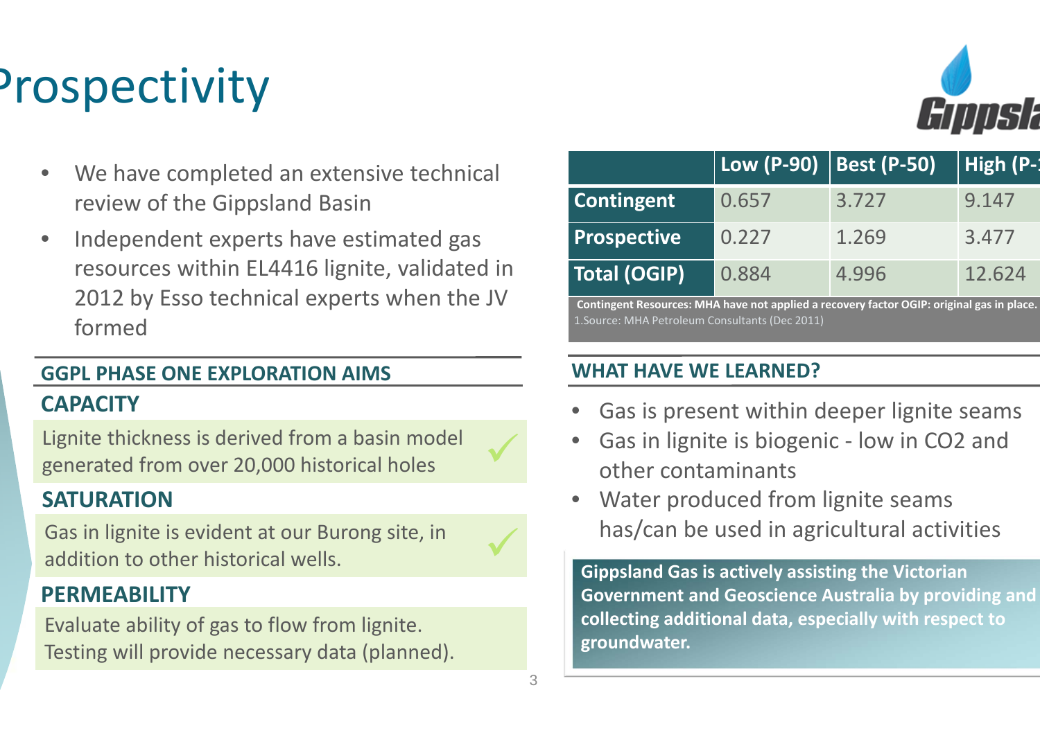# Prospectivity

- We have completed an extensive technical review of the Gippsland Basin
- Independent experts have estimated gas resources within EL4416 lignite, validated in 2012 by Esso technical experts when the JV formed

## GGPL PHASE ONE EXPLORATION AIMS

### CAPACITY

Lignite thickness is derived from a basin model generated from over 20,000 historical holes ✓

### SATURATION

Gas in lignite is evident at our Burong site, in addition to other historical wells. ✓

### PERMEABILITY

Evaluate ability of gas to flow from lignite. Testing will provide necessary data (planned).

| | Low (P-90) | Best (P-50) | High (P-10) |
|---|---|---|---|
| **Contingent** | 0.657 | 3.727 | 9.147 |
| **Prospective** | 0.227 | 1.269 | 3.477 |
| **Total (OGIP)** | 0.884 | 4.996 | 12.624 |

**Contingent Resources: MHA have not applied a recovery factor OGIP: original gas in place.**
1.Source: MHA Petroleum Consultants (Dec 2011)

## WHAT HAVE WE LEARNED?

- Gas is present within deeper lignite seams
- Gas in lignite is biogenic - low in $CO_2$ and other contaminants
- Water produced from lignite seams has/can be used in agricultural activities

**Gippsland Gas is actively assisting the Victorian Government and Geoscience Australia by providing and collecting additional data, especially with respect to groundwater.**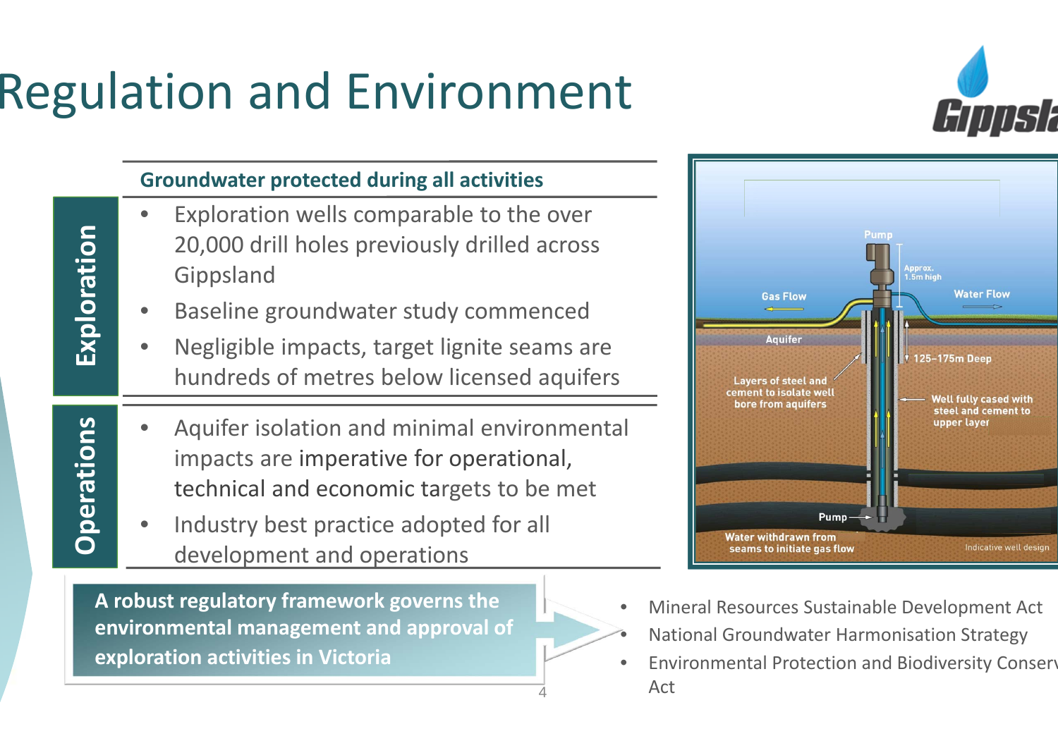# Regulation and Environment

## Groundwater protected during all activities

**Exploration**

- Exploration wells comparable to the over 20,000 drill holes previously drilled across Gippsland
- Baseline groundwater study commenced
- Negligible impacts, target lignite seams are hundreds of metres below licensed aquifers

**Operations**

- Aquifer isolation and minimal environmental impacts are imperative for operational, technical and economic targets to be met
- Industry best practice adopted for all development and operations

Pump

Approx. 1.5m high

Gas Flow

Water Flow

Aquifer

125–175m Deep

Layers of steel and cement to isolate well bore from aquifers

Well fully cased with steel and cement to upper layer

Pump

Water withdrawn from seams to initiate gas flow

Indicative well design

**A robust regulatory framework governs the environmental management and approval of exploration activities in Victoria**

- Mineral Resources Sustainable Development Act
- National Groundwater Harmonisation Strategy
- Environmental Protection and Biodiversity Conserv Act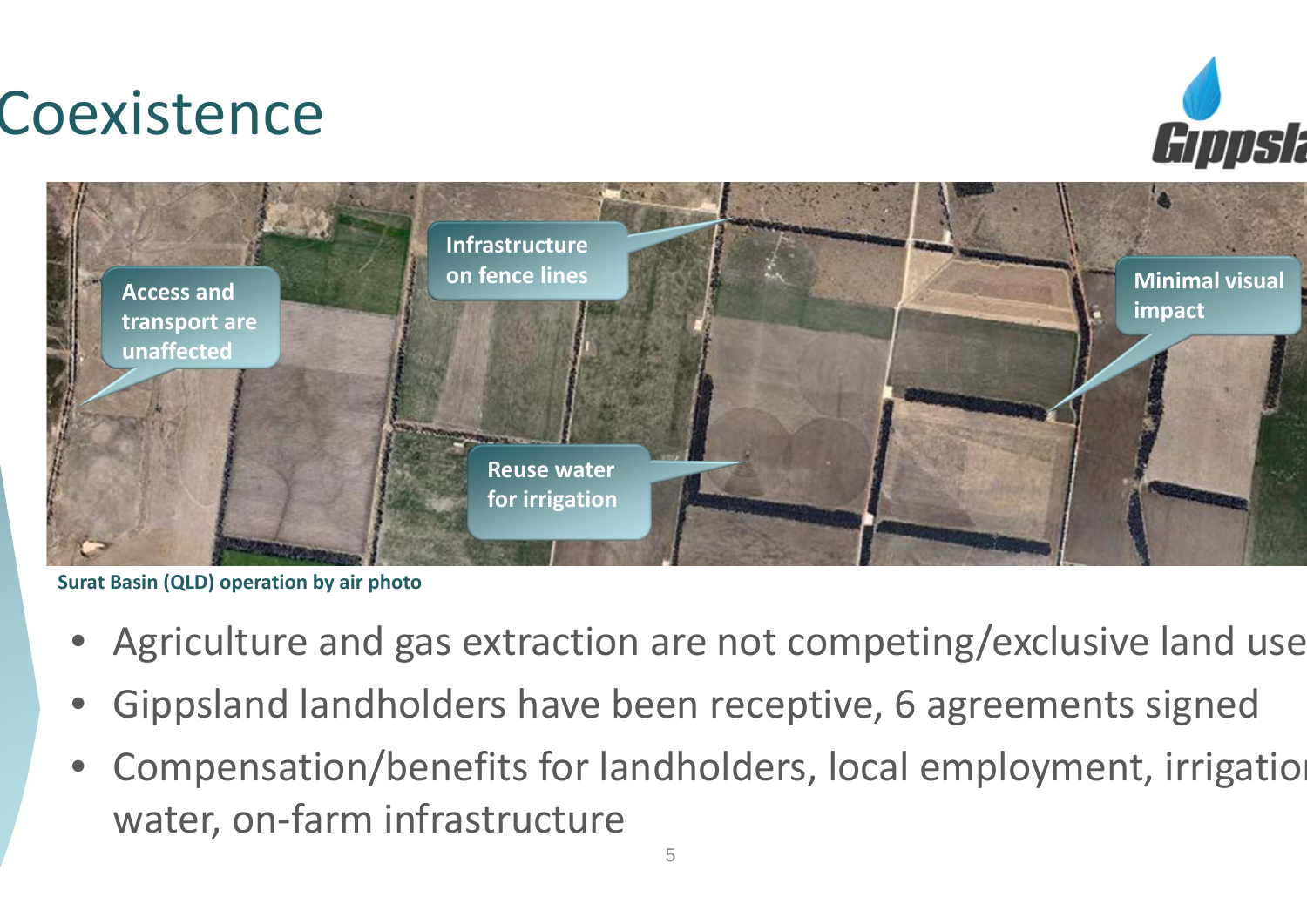# Coexistence

Access and transport are unaffected

Infrastructure on fence lines

Minimal visual impact

Reuse water for irrigation

**Surat Basin (QLD) operation by air photo**

- Agriculture and gas extraction are not competing/exclusive land use
- Gippsland landholders have been receptive, 6 agreements signed
- Compensation/benefits for landholders, local employment, irrigation water, on-farm infrastructure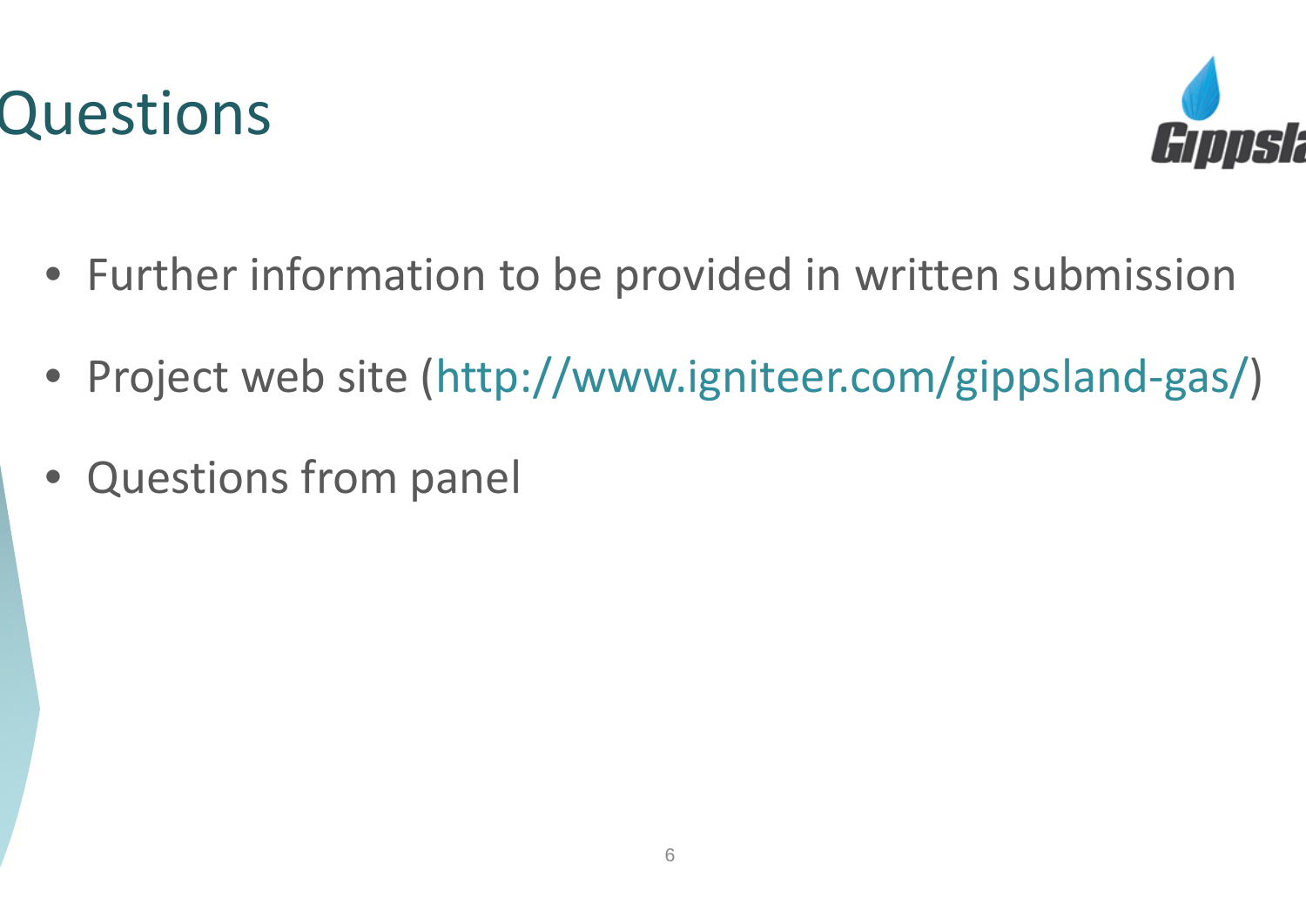# Questions

- Further information to be provided in written submission
- Project web site (http://www.igniteer.com/gippsland-gas/)
- Questions from panel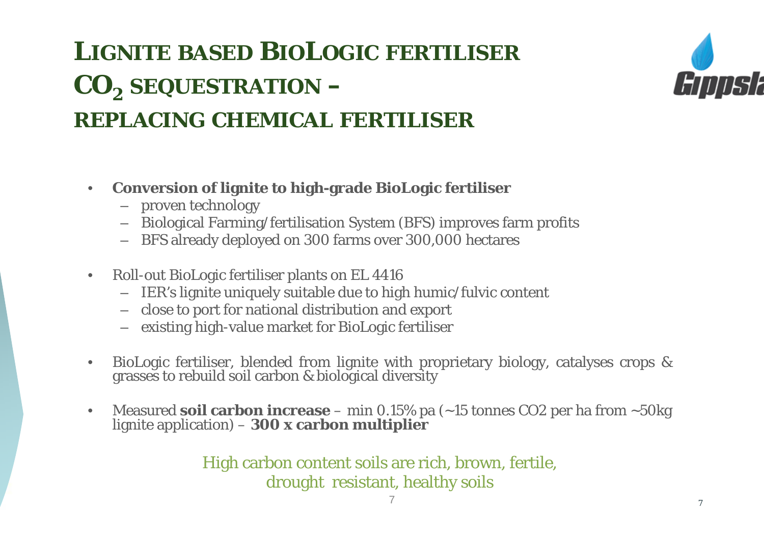# LIGNITE BASED BIOLOGIC FERTILISER $CO_2$ SEQUESTRATION – REPLACING CHEMICAL FERTILISER

- **Conversion of lignite to high-grade BioLogic fertiliser**
  - proven technology
  - Biological Farming/fertilisation System (BFS) improves farm profits
  - BFS already deployed on 300 farms over 300,000 hectares
- Roll-out BioLogic fertiliser plants on EL 4416
  - IER's lignite uniquely suitable due to high humic/fulvic content
  - close to port for national distribution and export
  - existing high-value market for BioLogic fertiliser
- BioLogic fertiliser, blended from lignite with proprietary biology, catalyses crops & grasses to rebuild soil carbon & biological diversity
- Measured **soil carbon increase** – min 0.15% pa (~15 tonnes CO2 per ha from ~50kg lignite application) – **300 x carbon multiplier**

High carbon content soils are rich, brown, fertile, drought resistant, healthy soils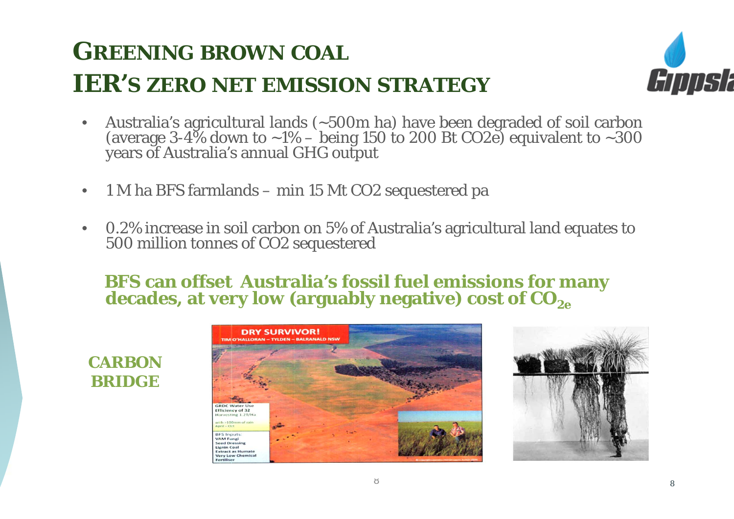# GREENING BROWN COAL
# IER'S ZERO NET EMISSION STRATEGY

- Australia's agricultural lands (~500m ha) have been degraded of soil carbon (average 3-4% down to ~1% – being 150 to 200 Bt CO2e) equivalent to ~300 years of Australia's annual GHG output
- 1 M ha BFS farmlands – min 15 Mt CO2 sequestered pa
- 0.2% increase in soil carbon on 5% of Australia's agricultural land equates to 500 million tonnes of CO2 sequestered

**BFS can offset Australia's fossil fuel emissions for many decades, at very low (arguably negative) cost of $CO_{2e}$**

**CARBON BRIDGE**

DRY SURVIVOR!
TIM O'HALLORAN – TYLDEN – BALRANALD NSW

GRDC Water Use Efficiency of 32
Harvesting 1.2T/Ha
with <100mm of rain April – Oct

BFS Inputs:
VAM Fungi
Seed Dressing
Lignin Coal
Extract as Humate
Very Low Chemical
Fertiliser